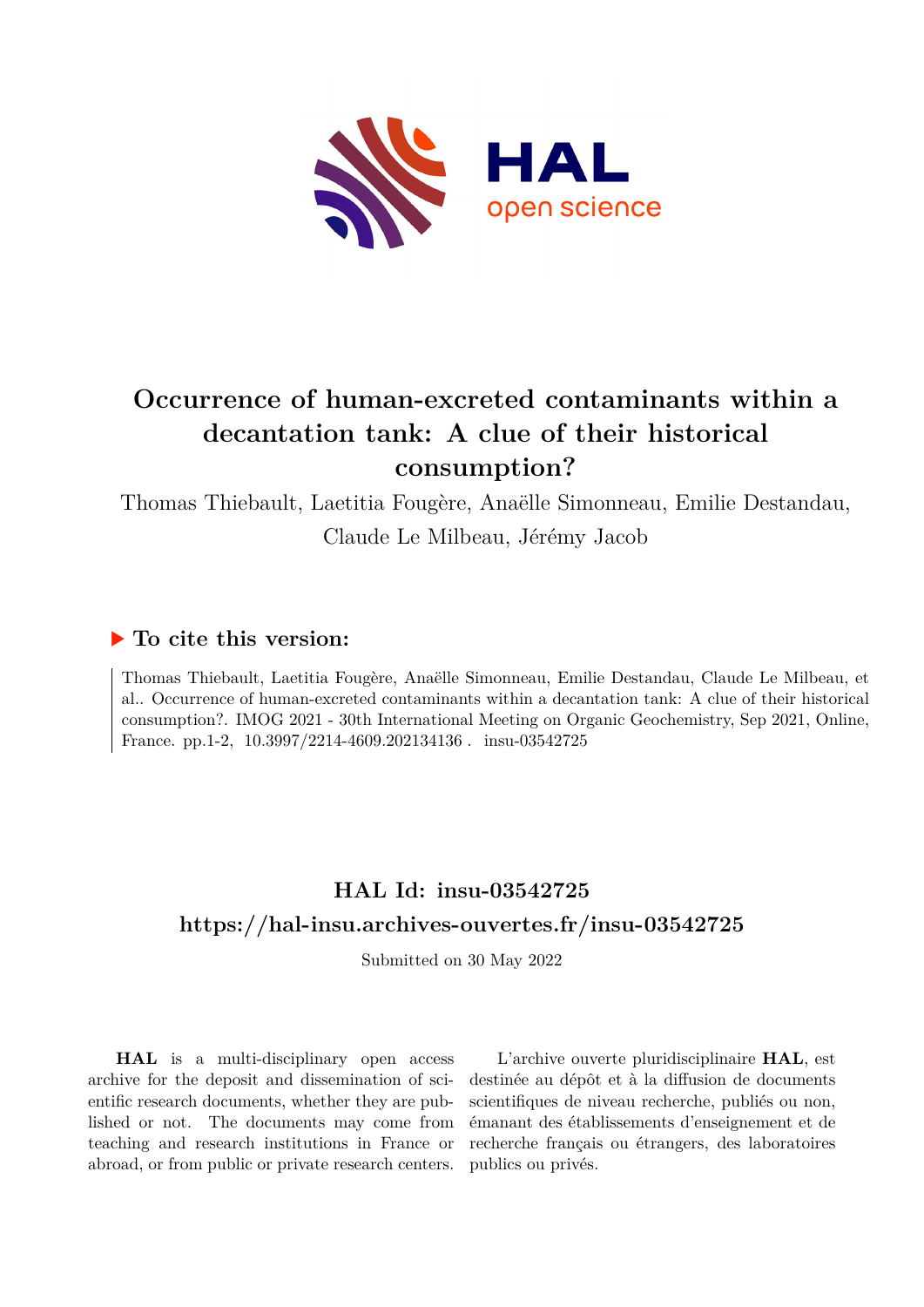# Occurrence of human-excreted contaminants within a decantation tank: A clue of their historical consumption?

Thomas Thiebault, Laetitia Fougère, Anaëlle Simonneau, Emilie Destandau, Claude Le Milbeau, Jérémy Jacob

## ▶ To cite this version:

Thomas Thiebault, Laetitia Fougère, Anaëlle Simonneau, Emilie Destandau, Claude Le Milbeau, et al.. Occurrence of human-excreted contaminants within a decantation tank: A clue of their historical consumption?. IMOG 2021 - 30th International Meeting on Organic Geochemistry, Sep 2021, Online, France. pp.1-2, 10.3997/2214-4609.202134136 . insu-03542725

## HAL Id: insu-03542725

## https://hal-insu.archives-ouvertes.fr/insu-03542725

Submitted on 30 May 2022

**HAL** is a multi-disciplinary open access archive for the deposit and dissemination of scientific research documents, whether they are published or not. The documents may come from teaching and research institutions in France or abroad, or from public or private research centers.

L'archive ouverte pluridisciplinaire **HAL**, est destinée au dépôt et à la diffusion de documents scientifiques de niveau recherche, publiés ou non, émanant des établissements d'enseignement et de recherche français ou étrangers, des laboratoires publics ou privés.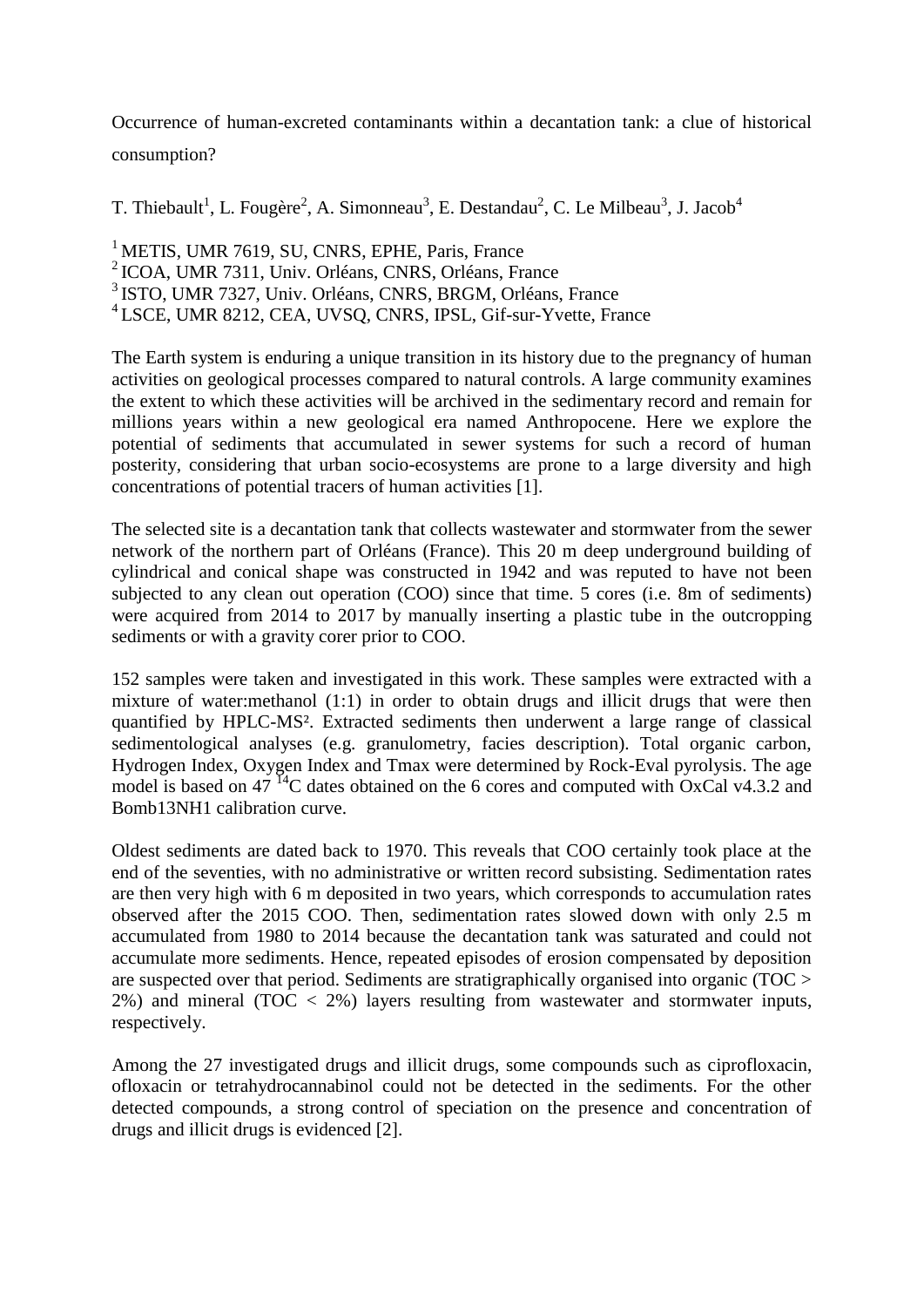Occurrence of human-excreted contaminants within a decantation tank: a clue of historical consumption?

T. Thiebault[1], L. Fougère[2], A. Simonneau[3], E. Destandau[2], C. Le Milbeau[3], J. Jacob[4]

[1] METIS, UMR 7619, SU, CNRS, EPHE, Paris, France
[2] ICOA, UMR 7311, Univ. Orléans, CNRS, Orléans, France
[3] ISTO, UMR 7327, Univ. Orléans, CNRS, BRGM, Orléans, France
[4] LSCE, UMR 8212, CEA, UVSQ, CNRS, IPSL, Gif-sur-Yvette, France

The Earth system is enduring a unique transition in its history due to the pregnancy of human activities on geological processes compared to natural controls. A large community examines the extent to which these activities will be archived in the sedimentary record and remain for millions years within a new geological era named Anthropocene. Here we explore the potential of sediments that accumulated in sewer systems for such a record of human posterity, considering that urban socio-ecosystems are prone to a large diversity and high concentrations of potential tracers of human activities [1].

The selected site is a decantation tank that collects wastewater and stormwater from the sewer network of the northern part of Orléans (France). This 20 m deep underground building of cylindrical and conical shape was constructed in 1942 and was reputed to have not been subjected to any clean out operation (COO) since that time. 5 cores (i.e. 8m of sediments) were acquired from 2014 to 2017 by manually inserting a plastic tube in the outcropping sediments or with a gravity corer prior to COO.

152 samples were taken and investigated in this work. These samples were extracted with a mixture of water:methanol (1:1) in order to obtain drugs and illicit drugs that were then quantified by HPLC-MS². Extracted sediments then underwent a large range of classical sedimentological analyses (e.g. granulometry, facies description). Total organic carbon, Hydrogen Index, Oxygen Index and Tmax were determined by Rock-Eval pyrolysis. The age model is based on 47 $^{14}C$ dates obtained on the 6 cores and computed with OxCal v4.3.2 and Bomb13NH1 calibration curve.

Oldest sediments are dated back to 1970. This reveals that COO certainly took place at the end of the seventies, with no administrative or written record subsisting. Sedimentation rates are then very high with 6 m deposited in two years, which corresponds to accumulation rates observed after the 2015 COO. Then, sedimentation rates slowed down with only 2.5 m accumulated from 1980 to 2014 because the decantation tank was saturated and could not accumulate more sediments. Hence, repeated episodes of erosion compensated by deposition are suspected over that period. Sediments are stratigraphically organised into organic (TOC > 2%) and mineral (TOC < 2%) layers resulting from wastewater and stormwater inputs, respectively.

Among the 27 investigated drugs and illicit drugs, some compounds such as ciprofloxacin, ofloxacin or tetrahydrocannabinol could not be detected in the sediments. For the other detected compounds, a strong control of speciation on the presence and concentration of drugs and illicit drugs is evidenced [2].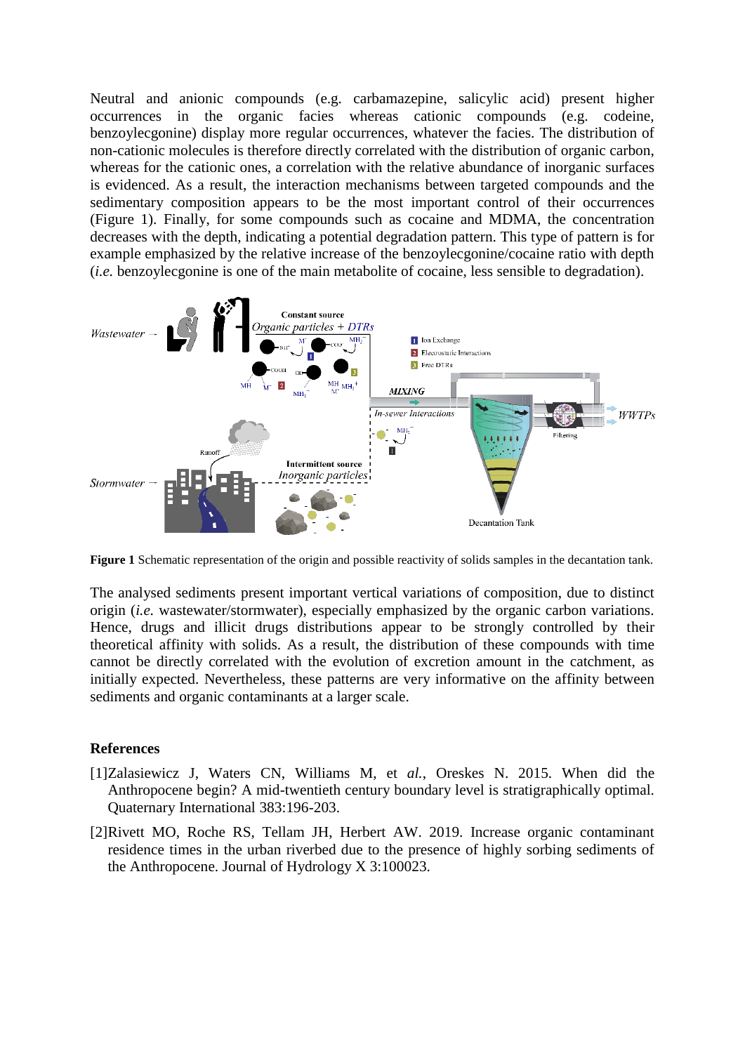Neutral and anionic compounds (e.g. carbamazepine, salicylic acid) present higher occurrences in the organic facies whereas cationic compounds (e.g. codeine, benzoylecgonine) display more regular occurrences, whatever the facies. The distribution of non-cationic molecules is therefore directly correlated with the distribution of organic carbon, whereas for the cationic ones, a correlation with the relative abundance of inorganic surfaces is evidenced. As a result, the interaction mechanisms between targeted compounds and the sedimentary composition appears to be the most important control of their occurrences (Figure 1). Finally, for some compounds such as cocaine and MDMA, the concentration decreases with the depth, indicating a potential degradation pattern. This type of pattern is for example emphasized by the relative increase of the benzoylecgonine/cocaine ratio with depth (*i.e.* benzoylecgonine is one of the main metabolite of cocaine, less sensible to degradation).

Wastewater →

Constant source

*Organic particles + DTRs*

1 Ion Exchange

2 Electrostatic Interactions

3 Free DTRs

MIXING

In-sewer Interactions

WWTPs

Filtering

Runoff

Intermittent source

*Inorganic particles*

Stormwater →

Decantation Tank

**Figure 1** Schematic representation of the origin and possible reactivity of solids samples in the decantation tank.

The analysed sediments present important vertical variations of composition, due to distinct origin (*i.e.* wastewater/stormwater), especially emphasized by the organic carbon variations. Hence, drugs and illicit drugs distributions appear to be strongly controlled by their theoretical affinity with solids. As a result, the distribution of these compounds with time cannot be directly correlated with the evolution of excretion amount in the catchment, as initially expected. Nevertheless, these patterns are very informative on the affinity between sediments and organic contaminants at a larger scale.

## References

[1] Zalasiewicz J, Waters CN, Williams M, et *al.*, Oreskes N. 2015. When did the Anthropocene begin? A mid-twentieth century boundary level is stratigraphically optimal. Quaternary International 383:196-203.

[2] Rivett MO, Roche RS, Tellam JH, Herbert AW. 2019. Increase organic contaminant residence times in the urban riverbed due to the presence of highly sorbing sediments of the Anthropocene. Journal of Hydrology X 3:100023.